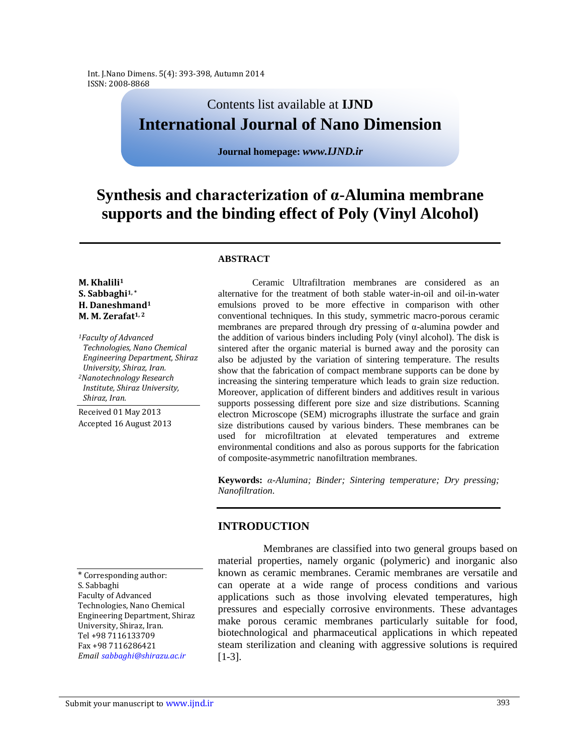Contents list available at **IJND**

# International Journal of Nano Dimension

**Journal homepage:** ***www.IJND.ir***

# Synthesis and characterization of α-Alumina membrane supports and the binding effect of Poly (Vinyl Alcohol)

**M. Khalili[1]**
**S. Sabbaghi[1,*]**
**H. Daneshmand[1]**
**M. M. Zerafat[1,2]**

*[1]Faculty of Advanced Technologies, Nano Chemical Engineering Department, Shiraz University, Shiraz, Iran.*
*[2]Nanotechnology Research Institute, Shiraz University, Shiraz, Iran.*

Received 01 May 2013
Accepted 16 August 2013

\* Corresponding author:
S. Sabbaghi
Faculty of Advanced Technologies, Nano Chemical Engineering Department, Shiraz University, Shiraz, Iran.
Tel +98 7116133709
Fax +98 7116286421
*Email sabbaghi@shirazu.ac.ir*

## ABSTRACT

Ceramic Ultrafiltration membranes are considered as an alternative for the treatment of both stable water-in-oil and oil-in-water emulsions proved to be more effective in comparison with other conventional techniques. In this study, symmetric macro-porous ceramic membranes are prepared through dry pressing of α-alumina powder and the addition of various binders including Poly (vinyl alcohol). The disk is sintered after the organic material is burned away and the porosity can also be adjusted by the variation of sintering temperature. The results show that the fabrication of compact membrane supports can be done by increasing the sintering temperature which leads to grain size reduction. Moreover, application of different binders and additives result in various supports possessing different pore size and size distributions. Scanning electron Microscope (SEM) micrographs illustrate the surface and grain size distributions caused by various binders. These membranes can be used for microfiltration at elevated temperatures and extreme environmental conditions and also as porous supports for the fabrication of composite-asymmetric nanofiltration membranes.

**Keywords:** *α-Alumina; Binder; Sintering temperature; Dry pressing; Nanofiltration.*

## INTRODUCTION

Membranes are classified into two general groups based on material properties, namely organic (polymeric) and inorganic also known as ceramic membranes. Ceramic membranes are versatile and can operate at a wide range of process conditions and various applications such as those involving elevated temperatures, high pressures and especially corrosive environments. These advantages make porous ceramic membranes particularly suitable for food, biotechnological and pharmaceutical applications in which repeated steam sterilization and cleaning with aggressive solutions is required [1-3].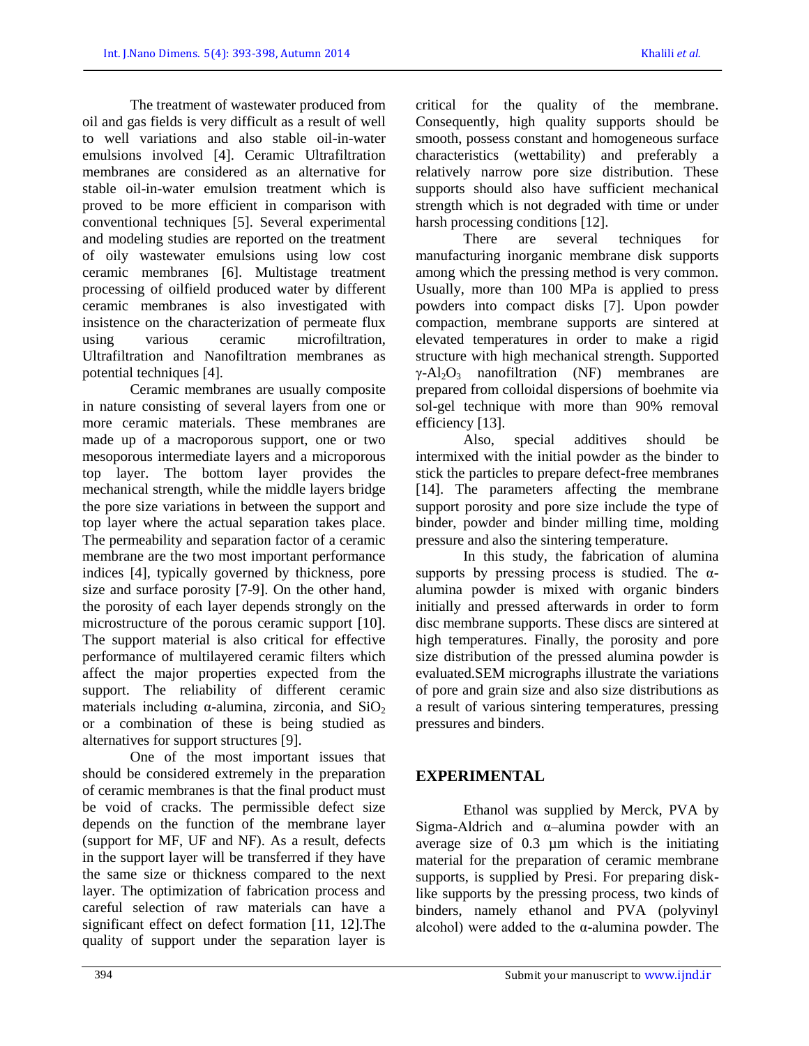The treatment of wastewater produced from oil and gas fields is very difficult as a result of well to well variations and also stable oil-in-water emulsions involved [4]. Ceramic Ultrafiltration membranes are considered as an alternative for stable oil-in-water emulsion treatment which is proved to be more efficient in comparison with conventional techniques [5]. Several experimental and modeling studies are reported on the treatment of oily wastewater emulsions using low cost ceramic membranes [6]. Multistage treatment processing of oilfield produced water by different ceramic membranes is also investigated with insistence on the characterization of permeate flux using various ceramic microfiltration, Ultrafiltration and Nanofiltration membranes as potential techniques [4].

Ceramic membranes are usually composite in nature consisting of several layers from one or more ceramic materials. These membranes are made up of a macroporous support, one or two mesoporous intermediate layers and a microporous top layer. The bottom layer provides the mechanical strength, while the middle layers bridge the pore size variations in between the support and top layer where the actual separation takes place. The permeability and separation factor of a ceramic membrane are the two most important performance indices [4], typically governed by thickness, pore size and surface porosity [7-9]. On the other hand, the porosity of each layer depends strongly on the microstructure of the porous ceramic support [10]. The support material is also critical for effective performance of multilayered ceramic filters which affect the major properties expected from the support. The reliability of different ceramic materials including α-alumina, zirconia, and $SiO_2$ or a combination of these is being studied as alternatives for support structures [9].

One of the most important issues that should be considered extremely in the preparation of ceramic membranes is that the final product must be void of cracks. The permissible defect size depends on the function of the membrane layer (support for MF, UF and NF). As a result, defects in the support layer will be transferred if they have the same size or thickness compared to the next layer. The optimization of fabrication process and careful selection of raw materials can have a significant effect on defect formation [11, 12].The quality of support under the separation layer is critical for the quality of the membrane. Consequently, high quality supports should be smooth, possess constant and homogeneous surface characteristics (wettability) and preferably a relatively narrow pore size distribution. These supports should also have sufficient mechanical strength which is not degraded with time or under harsh processing conditions [12].

There are several techniques for manufacturing inorganic membrane disk supports among which the pressing method is very common. Usually, more than 100 MPa is applied to press powders into compact disks [7]. Upon powder compaction, membrane supports are sintered at elevated temperatures in order to make a rigid structure with high mechanical strength. Supported γ-$Al_2O_3$ nanofiltration (NF) membranes are prepared from colloidal dispersions of boehmite via sol-gel technique with more than 90% removal efficiency [13].

Also, special additives should be intermixed with the initial powder as the binder to stick the particles to prepare defect-free membranes [14]. The parameters affecting the membrane support porosity and pore size include the type of binder, powder and binder milling time, molding pressure and also the sintering temperature.

In this study, the fabrication of alumina supports by pressing process is studied. The α-alumina powder is mixed with organic binders initially and pressed afterwards in order to form disc membrane supports. These discs are sintered at high temperatures. Finally, the porosity and pore size distribution of the pressed alumina powder is evaluated.SEM micrographs illustrate the variations of pore and grain size and also size distributions as a result of various sintering temperatures, pressing pressures and binders.

## EXPERIMENTAL

Ethanol was supplied by Merck, PVA by Sigma-Aldrich and α–alumina powder with an average size of 0.3 µm which is the initiating material for the preparation of ceramic membrane supports, is supplied by Presi. For preparing disk-like supports by the pressing process, two kinds of binders, namely ethanol and PVA (polyvinyl alcohol) were added to the α-alumina powder. The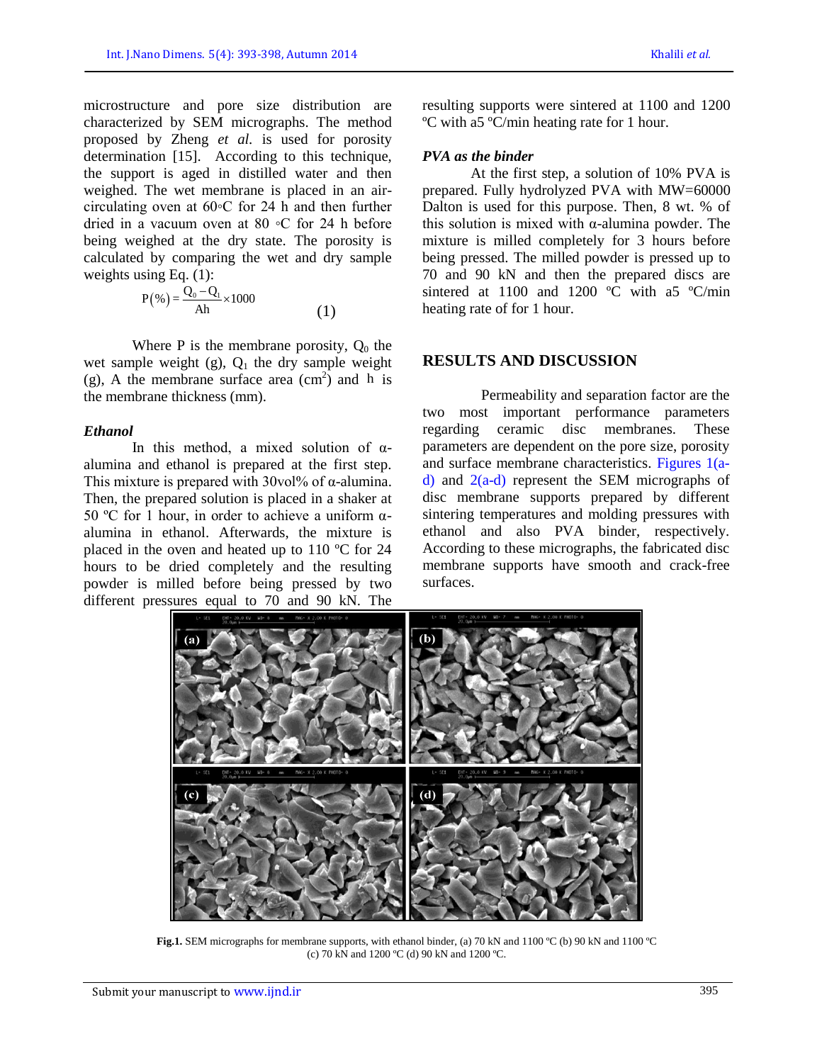microstructure and pore size distribution are characterized by SEM micrographs. The method proposed by Zheng *et al.* is used for porosity determination [15]. According to this technique, the support is aged in distilled water and then weighed. The wet membrane is placed in an air-circulating oven at 60◦C for 24 h and then further dried in a vacuum oven at 80 ◦C for 24 h before being weighed at the dry state. The porosity is calculated by comparing the wet and dry sample weights using Eq. (1):

$$P(\%) = \frac{Q_0 - Q_1}{Ah} \times 1000 \qquad (1)$$

Where P is the membrane porosity, $Q_0$ the wet sample weight (g), $Q_1$ the dry sample weight (g), A the membrane surface area ($cm^2$) and h is the membrane thickness (mm).

### *Ethanol*

In this method, a mixed solution of α-alumina and ethanol is prepared at the first step. This mixture is prepared with 30vol% of α-alumina. Then, the prepared solution is placed in a shaker at 50 ºC for 1 hour, in order to achieve a uniform α-alumina in ethanol. Afterwards, the mixture is placed in the oven and heated up to 110 ºC for 24 hours to be dried completely and the resulting powder is milled before being pressed by two different pressures equal to 70 and 90 kN. The resulting supports were sintered at 1100 and 1200 ºC with a5 ºC/min heating rate for 1 hour.

### *PVA as the binder*

At the first step, a solution of 10% PVA is prepared. Fully hydrolyzed PVA with MW=60000 Dalton is used for this purpose. Then, 8 wt. % of this solution is mixed with α-alumina powder. The mixture is milled completely for 3 hours before being pressed. The milled powder is pressed up to 70 and 90 kN and then the prepared discs are sintered at 1100 and 1200 ºC with a5 ºC/min heating rate of for 1 hour.

## RESULTS AND DISCUSSION

Permeability and separation factor are the two most important performance parameters regarding ceramic disc membranes. These parameters are dependent on the pore size, porosity and surface membrane characteristics. Figures 1(a-d) and 2(a-d) represent the SEM micrographs of disc membrane supports prepared by different sintering temperatures and molding pressures with ethanol and also PVA binder, respectively. According to these micrographs, the fabricated disc membrane supports have smooth and crack-free surfaces.

**Fig.1.** SEM micrographs for membrane supports, with ethanol binder, (a) 70 kN and 1100 ºC (b) 90 kN and 1100 ºC (c) 70 kN and 1200 ºC (d) 90 kN and 1200 ºC.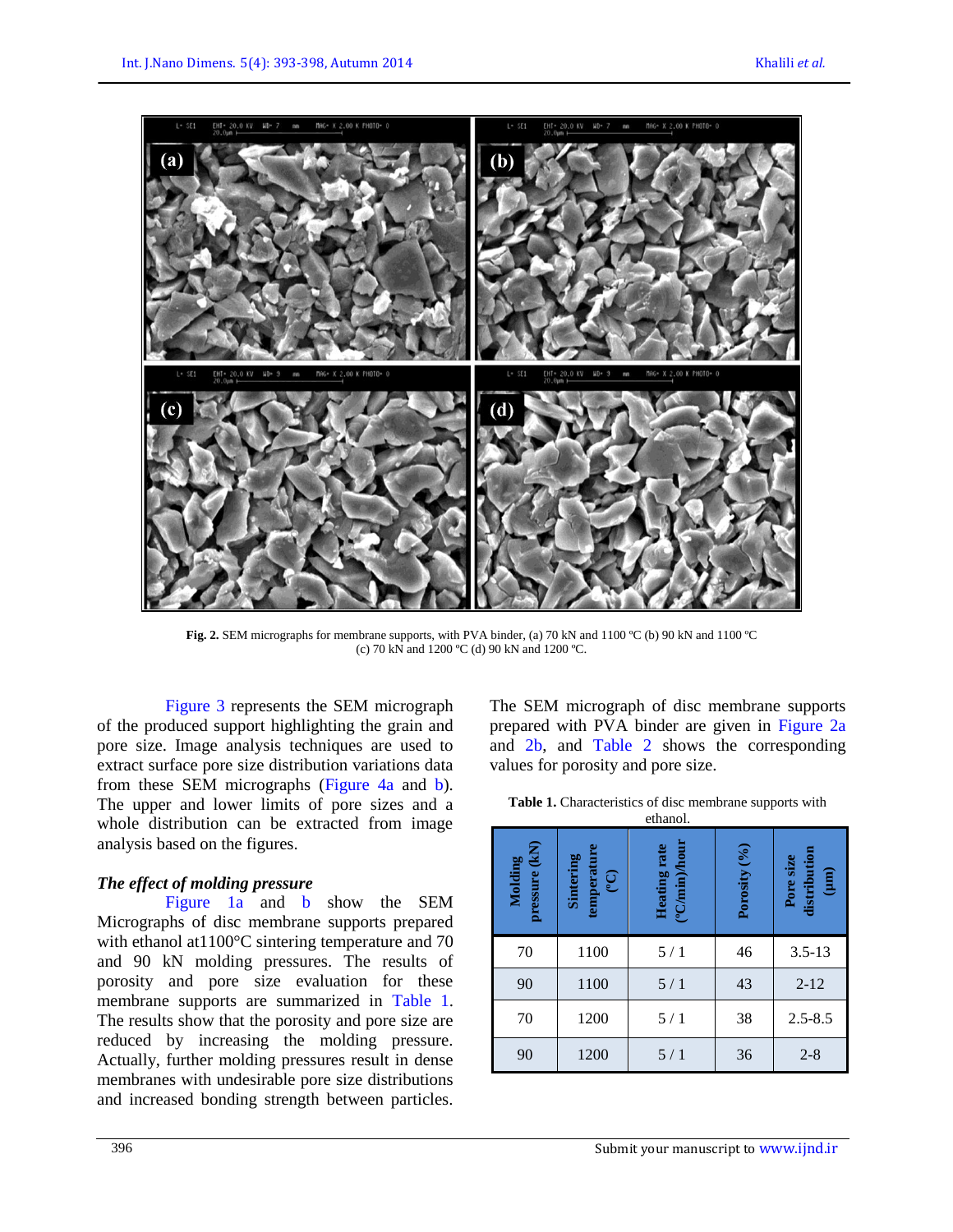Fig. 2. SEM micrographs for membrane supports, with PVA binder, (a) 70 kN and 1100 ºC (b) 90 kN and 1100 ºC (c) 70 kN and 1200 ºC (d) 90 kN and 1200 ºC.

Figure 3 represents the SEM micrograph of the produced support highlighting the grain and pore size. Image analysis techniques are used to extract surface pore size distribution variations data from these SEM micrographs (Figure 4a and b). The upper and lower limits of pore sizes and a whole distribution can be extracted from image analysis based on the figures.

### *The effect of molding pressure*

Figure 1a and b show the SEM Micrographs of disc membrane supports prepared with ethanol at1100°C sintering temperature and 70 and 90 kN molding pressures. The results of porosity and pore size evaluation for these membrane supports are summarized in Table 1. The results show that the porosity and pore size are reduced by increasing the molding pressure. Actually, further molding pressures result in dense membranes with undesirable pore size distributions and increased bonding strength between particles.

The SEM micrograph of disc membrane supports prepared with PVA binder are given in Figure 2a and 2b, and Table 2 shows the corresponding values for porosity and pore size.

**Table 1.** Characteristics of disc membrane supports with ethanol.

| Molding pressure (kN) | Sintering temperature (ºC) | Heating rate (ºC/min)/hour | Porosity (%) | Pore size distribution (µm) |
|---|---|---|---|---|
| 70 | 1100 | 5 / 1 | 46 | 3.5-13 |
| 90 | 1100 | 5 / 1 | 43 | 2-12 |
| 70 | 1200 | 5 / 1 | 38 | 2.5-8.5 |
| 90 | 1200 | 5 / 1 | 36 | 2-8 |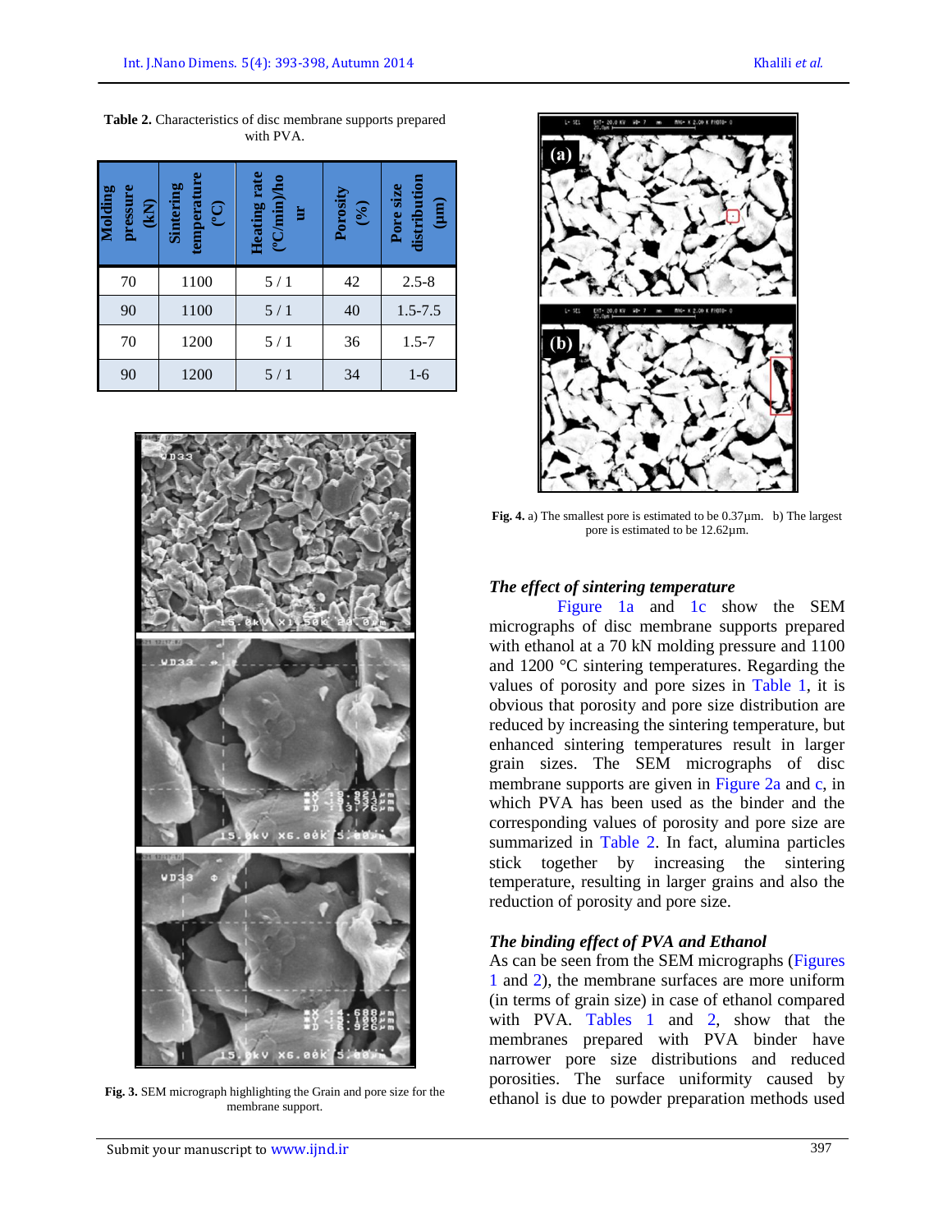**Table 2.** Characteristics of disc membrane supports prepared with PVA.

| Molding pressure (kN) | Sintering temperature (°C) | Heating rate (°C/min)/hour | Porosity (%) | Pore size distribution (µm) |
|---|---|---|---|---|
| 70 | 1100 | 5 / 1 | 42 | 2.5-8 |
| 90 | 1100 | 5 / 1 | 40 | 1.5-7.5 |
| 70 | 1200 | 5 / 1 | 36 | 1.5-7 |
| 90 | 1200 | 5 / 1 | 34 | 1-6 |

**Fig. 3.** SEM micrograph highlighting the Grain and pore size for the membrane support.

**Fig. 4.** a) The smallest pore is estimated to be 0.37µm. b) The largest pore is estimated to be 12.62µm.

### *The effect of sintering temperature*

Figure 1a and 1c show the SEM micrographs of disc membrane supports prepared with ethanol at a 70 kN molding pressure and 1100 and 1200 °C sintering temperatures. Regarding the values of porosity and pore sizes in Table 1, it is obvious that porosity and pore size distribution are reduced by increasing the sintering temperature, but enhanced sintering temperatures result in larger grain sizes. The SEM micrographs of disc membrane supports are given in Figure 2a and c, in which PVA has been used as the binder and the corresponding values of porosity and pore size are summarized in Table 2. In fact, alumina particles stick together by increasing the sintering temperature, resulting in larger grains and also the reduction of porosity and pore size.

### *The binding effect of PVA and Ethanol*

As can be seen from the SEM micrographs (Figures 1 and 2), the membrane surfaces are more uniform (in terms of grain size) in case of ethanol compared with PVA. Tables 1 and 2, show that the membranes prepared with PVA binder have narrower pore size distributions and reduced porosities. The surface uniformity caused by ethanol is due to powder preparation methods used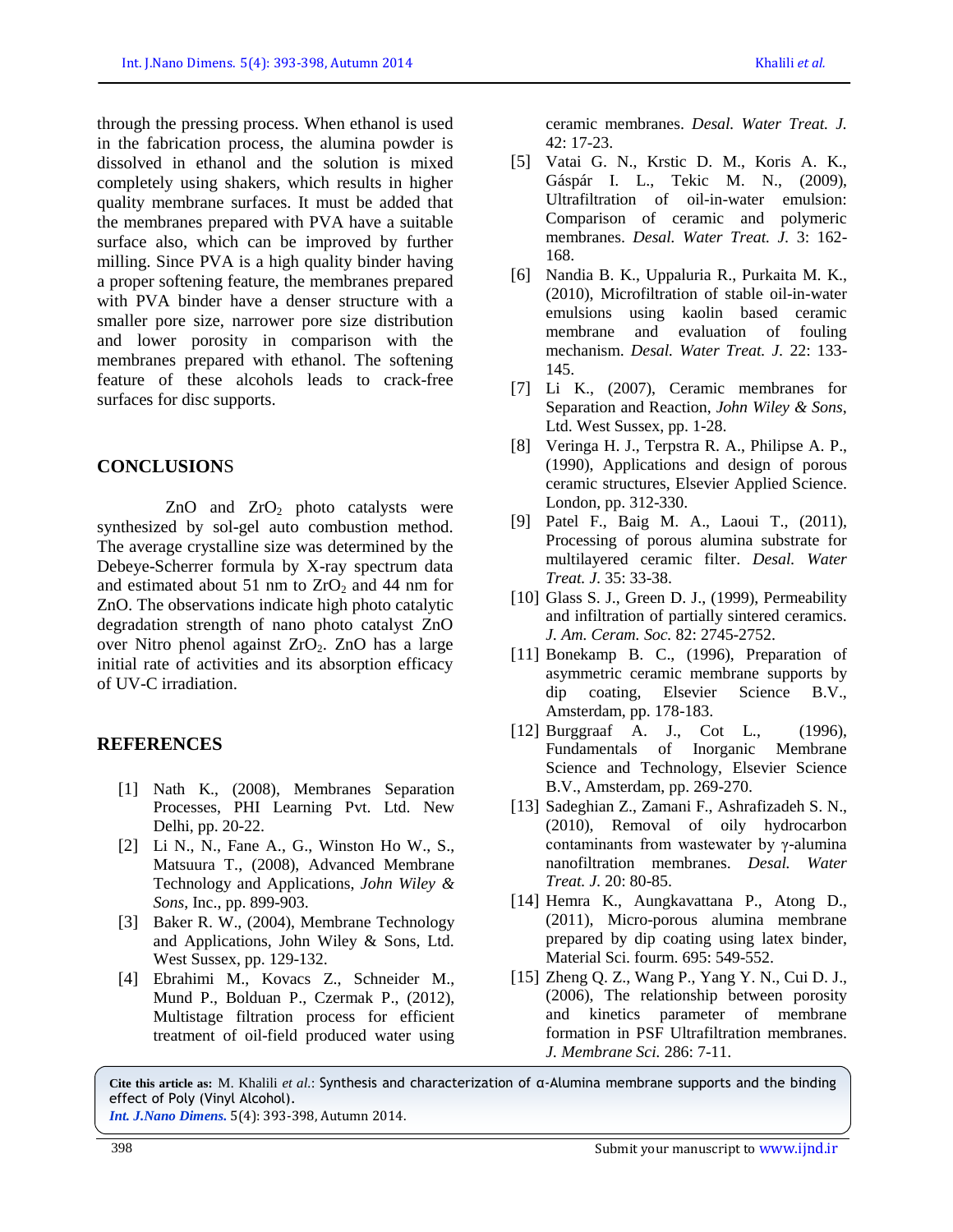through the pressing process. When ethanol is used in the fabrication process, the alumina powder is dissolved in ethanol and the solution is mixed completely using shakers, which results in higher quality membrane surfaces. It must be added that the membranes prepared with PVA have a suitable surface also, which can be improved by further milling. Since PVA is a high quality binder having a proper softening feature, the membranes prepared with PVA binder have a denser structure with a smaller pore size, narrower pore size distribution and lower porosity in comparison with the membranes prepared with ethanol. The softening feature of these alcohols leads to crack-free surfaces for disc supports.

## CONCLUSIONS

ZnO and $ZrO_2$ photo catalysts were synthesized by sol-gel auto combustion method. The average crystalline size was determined by the Debeye-Scherrer formula by X-ray spectrum data and estimated about 51 nm to $ZrO_2$ and 44 nm for ZnO. The observations indicate high photo catalytic degradation strength of nano photo catalyst ZnO over Nitro phenol against $ZrO_2$. ZnO has a large initial rate of activities and its absorption efficacy of UV-C irradiation.

## REFERENCES

[1] Nath K., (2008), Membranes Separation Processes, PHI Learning Pvt. Ltd. New Delhi, pp. 20-22.

[2] Li N., N., Fane A., G., Winston Ho W., S., Matsuura T., (2008), Advanced Membrane Technology and Applications, *John Wiley & Sons*, Inc., pp. 899-903.

[3] Baker R. W., (2004), Membrane Technology and Applications, John Wiley & Sons, Ltd. West Sussex, pp. 129-132.

[4] Ebrahimi M., Kovacs Z., Schneider M., Mund P., Bolduan P., Czermak P., (2012), Multistage filtration process for efficient treatment of oil-field produced water using ceramic membranes. *Desal. Water Treat. J.* 42: 17-23.

[5] Vatai G. N., Krstic D. M., Koris A. K., Gáspár I. L., Tekic M. N., (2009), Ultrafiltration of oil-in-water emulsion: Comparison of ceramic and polymeric membranes. *Desal. Water Treat. J.* 3: 162-168.

[6] Nandia B. K., Uppaluria R., Purkaita M. K., (2010), Microfiltration of stable oil-in-water emulsions using kaolin based ceramic membrane and evaluation of fouling mechanism. *Desal. Water Treat. J.* 22: 133-145.

[7] Li K., (2007), Ceramic membranes for Separation and Reaction, *John Wiley & Sons*, Ltd. West Sussex, pp. 1-28.

[8] Veringa H. J., Terpstra R. A., Philipse A. P., (1990), Applications and design of porous ceramic structures, Elsevier Applied Science. London, pp. 312-330.

[9] Patel F., Baig M. A., Laoui T., (2011), Processing of porous alumina substrate for multilayered ceramic filter. *Desal. Water Treat. J.* 35: 33-38.

[10] Glass S. J., Green D. J., (1999), Permeability and infiltration of partially sintered ceramics. *J. Am. Ceram. Soc.* 82: 2745-2752.

[11] Bonekamp B. C., (1996), Preparation of asymmetric ceramic membrane supports by dip coating, Elsevier Science B.V., Amsterdam, pp. 178-183.

[12] Burggraaf A. J., Cot L., (1996), Fundamentals of Inorganic Membrane Science and Technology, Elsevier Science B.V., Amsterdam, pp. 269-270.

[13] Sadeghian Z., Zamani F., Ashrafizadeh S. N., (2010), Removal of oily hydrocarbon contaminants from wastewater by γ-alumina nanofiltration membranes. *Desal. Water Treat. J.* 20: 80-85.

[14] Hemra K., Aungkavattana P., Atong D., (2011), Micro-porous alumina membrane prepared by dip coating using latex binder, Material Sci. fourm. 695: 549-552.

[15] Zheng Q. Z., Wang P., Yang Y. N., Cui D. J., (2006), The relationship between porosity and kinetics parameter of membrane formation in PSF Ultrafiltration membranes. *J. Membrane Sci.* 286: 7-11.

**Cite this article as:** M. Khalili *et al.*: Synthesis and characterization of α-Alumina membrane supports and the binding effect of Poly (Vinyl Alcohol).
*Int. J.Nano Dimens.* 5(4): 393-398, Autumn 2014.